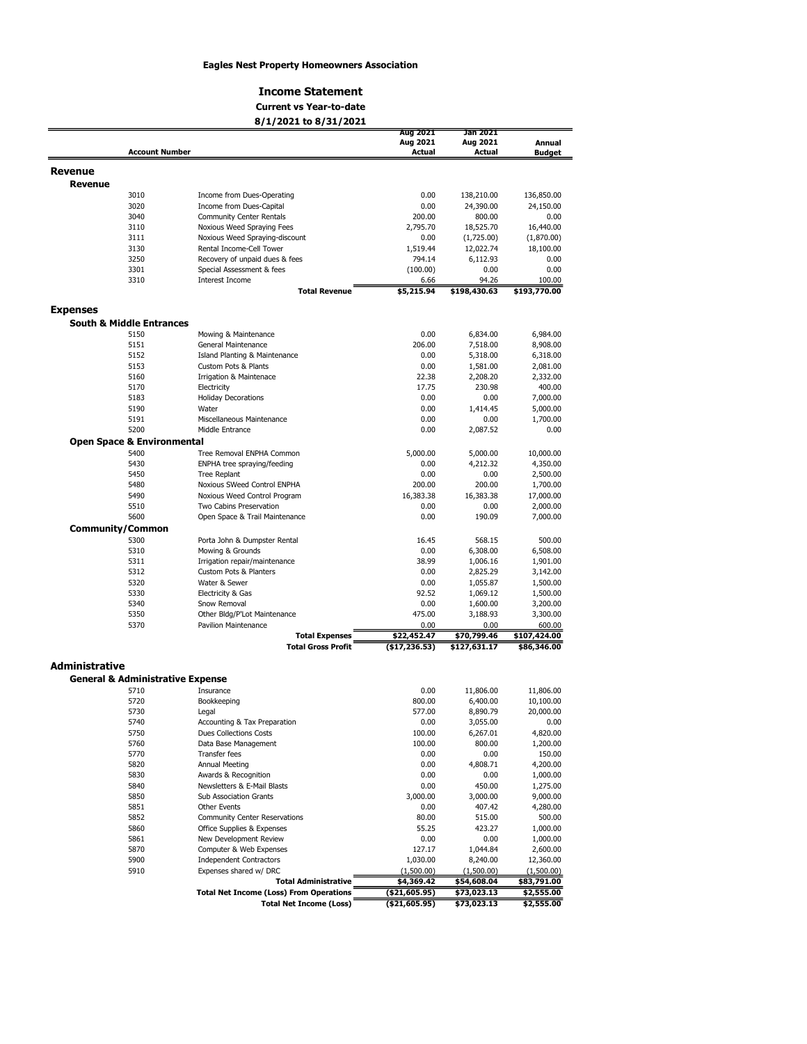**Eagles Nest Property Homeowners Association**

# Income Statement

**Current vs Year-to-date**

**8/1/2021 to 8/31/2021**

| Account Number | | Aug 2021 Aug 2021 Actual | Jan 2021 Aug 2021 Actual | Annual Budget |
|---|---|---|---|---|
| **Revenue** | | | | |
| **Revenue** | | | | |
| 3010 | Income from Dues-Operating | 0.00 | 138,210.00 | 136,850.00 |
| 3020 | Income from Dues-Capital | 0.00 | 24,390.00 | 24,150.00 |
| 3040 | Community Center Rentals | 200.00 | 800.00 | 0.00 |
| 3110 | Noxious Weed Spraying Fees | 2,795.70 | 18,525.70 | 16,440.00 |
| 3111 | Noxious Weed Spraying-discount | 0.00 | (1,725.00) | (1,870.00) |
| 3130 | Rental Income-Cell Tower | 1,519.44 | 12,022.74 | 18,100.00 |
| 3250 | Recovery of unpaid dues & fees | 794.14 | 6,112.93 | 0.00 |
| 3301 | Special Assessment & fees | (100.00) | 0.00 | 0.00 |
| 3310 | Interest Income | 6.66 | 94.26 | 100.00 |
| | **Total Revenue** | **$5,215.94** | **$198,430.63** | **$193,770.00** |
| **Expenses** | | | | |
| **South & Middle Entrances** | | | | |
| 5150 | Mowing & Maintenance | 0.00 | 6,834.00 | 6,984.00 |
| 5151 | General Maintenance | 206.00 | 7,518.00 | 8,908.00 |
| 5152 | Island Planting & Maintenance | 0.00 | 5,318.00 | 6,318.00 |
| 5153 | Custom Pots & Plants | 0.00 | 1,581.00 | 2,081.00 |
| 5160 | Irrigation & Maintenace | 22.38 | 2,208.20 | 2,332.00 |
| 5170 | Electricity | 17.75 | 230.98 | 400.00 |
| 5183 | Holiday Decorations | 0.00 | 0.00 | 7,000.00 |
| 5190 | Water | 0.00 | 1,414.45 | 5,000.00 |
| 5191 | Miscellaneous Maintenance | 0.00 | 0.00 | 1,700.00 |
| 5200 | Middle Entrance | 0.00 | 2,087.52 | 0.00 |
| **Open Space & Environmental** | | | | |
| 5400 | Tree Removal ENPHA Common | 5,000.00 | 5,000.00 | 10,000.00 |
| 5430 | ENPHA tree spraying/feeding | 0.00 | 4,212.32 | 4,350.00 |
| 5450 | Tree Replant | 0.00 | 0.00 | 2,500.00 |
| 5480 | Noxious SWeed Control ENPHA | 200.00 | 200.00 | 1,700.00 |
| 5490 | Noxious Weed Control Program | 16,383.38 | 16,383.38 | 17,000.00 |
| 5510 | Two Cabins Preservation | 0.00 | 0.00 | 2,000.00 |
| 5600 | Open Space & Trail Maintenance | 0.00 | 190.09 | 7,000.00 |
| **Community/Common** | | | | |
| 5300 | Porta John & Dumpster Rental | 16.45 | 568.15 | 500.00 |
| 5310 | Mowing & Grounds | 0.00 | 6,308.00 | 6,508.00 |
| 5311 | Irrigation repair/maintenance | 38.99 | 1,006.16 | 1,901.00 |
| 5312 | Custom Pots & Planters | 0.00 | 2,825.29 | 3,142.00 |
| 5320 | Water & Sewer | 0.00 | 1,055.87 | 1,500.00 |
| 5330 | Electricity & Gas | 92.52 | 1,069.12 | 1,500.00 |
| 5340 | Snow Removal | 0.00 | 1,600.00 | 3,200.00 |
| 5350 | Other Bldg/P'Lot Maintenance | 475.00 | 3,188.93 | 3,300.00 |
| 5370 | Pavilion Maintenance | 0.00 | 0.00 | 600.00 |
| | **Total Expenses** | **$22,452.47** | **$70,799.46** | **$107,424.00** |
| | **Total Gross Profit** | **($17,236.53)** | **$127,631.17** | **$86,346.00** |
| **Administrative** | | | | |
| **General & Administrative Expense** | | | | |
| 5710 | Insurance | 0.00 | 11,806.00 | 11,806.00 |
| 5720 | Bookkeeping | 800.00 | 6,400.00 | 10,100.00 |
| 5730 | Legal | 577.00 | 8,890.79 | 20,000.00 |
| 5740 | Accounting & Tax Preparation | 0.00 | 3,055.00 | 0.00 |
| 5750 | Dues Collections Costs | 100.00 | 6,267.01 | 4,820.00 |
| 5760 | Data Base Management | 100.00 | 800.00 | 1,200.00 |
| 5770 | Transfer fees | 0.00 | 0.00 | 150.00 |
| 5820 | Annual Meeting | 0.00 | 4,808.71 | 4,200.00 |
| 5830 | Awards & Recognition | 0.00 | 0.00 | 1,000.00 |
| 5840 | Newsletters & E-Mail Blasts | 0.00 | 450.00 | 1,275.00 |
| 5850 | Sub Association Grants | 3,000.00 | 3,000.00 | 9,000.00 |
| 5851 | Other Events | 0.00 | 407.42 | 4,280.00 |
| 5852 | Community Center Reservations | 80.00 | 515.00 | 500.00 |
| 5860 | Office Supplies & Expenses | 55.25 | 423.27 | 1,000.00 |
| 5861 | New Development Review | 0.00 | 0.00 | 1,000.00 |
| 5870 | Computer & Web Expenses | 127.17 | 1,044.84 | 2,600.00 |
| 5900 | Independent Contractors | 1,030.00 | 8,240.00 | 12,360.00 |
| 5910 | Expenses shared w/ DRC | (1,500.00) | (1,500.00) | (1,500.00) |
| | **Total Administrative** | **$4,369.42** | **$54,608.04** | **$83,791.00** |
| | **Total Net Income (Loss) From Operations** | **($21,605.95)** | **$73,023.13** | **$2,555.00** |
| | **Total Net Income (Loss)** | **($21,605.95)** | **$73,023.13** | **$2,555.00** |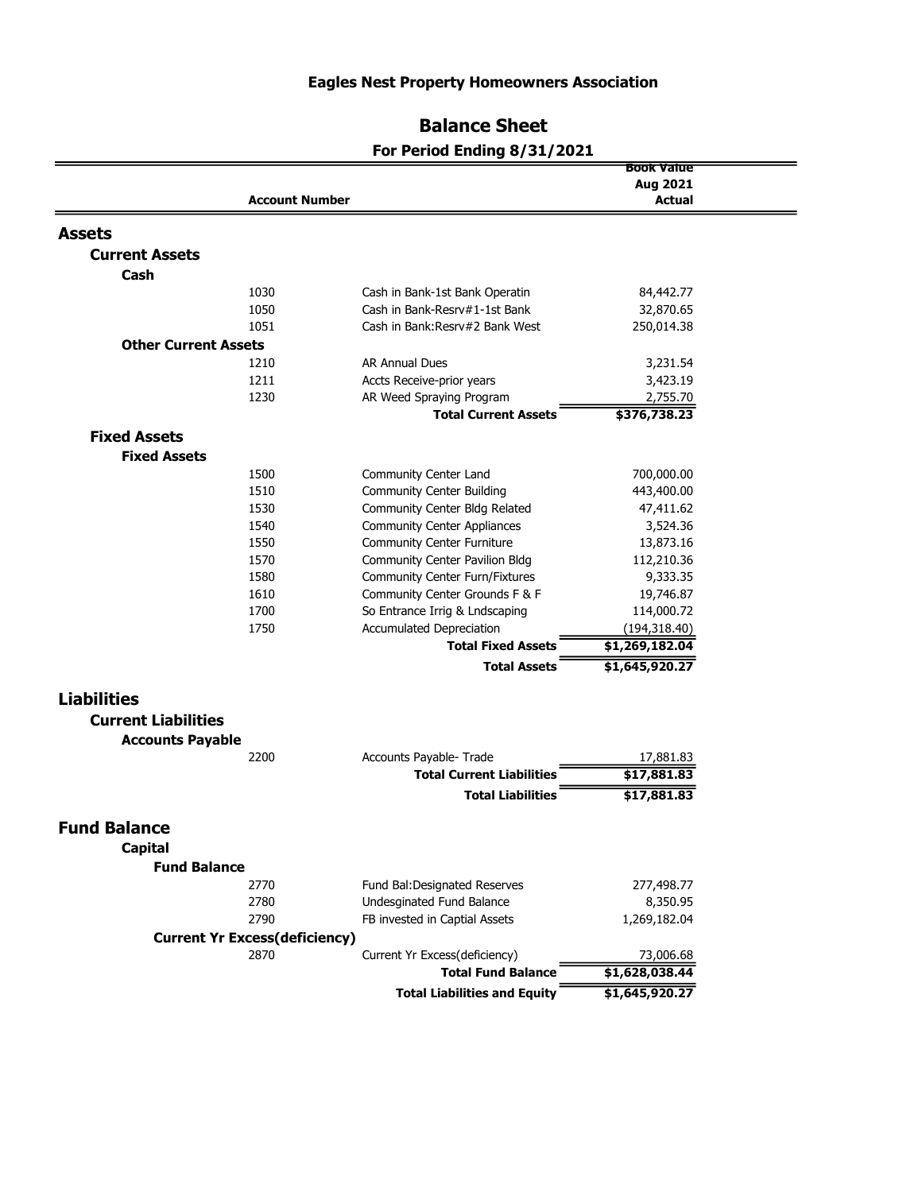# Eagles Nest Property Homeowners Association

## Balance Sheet

### For Period Ending 8/31/2021

| | Account Number | | Book Value Aug 2021 Actual |
|---|---|---|---|
| **Assets** | | | |
| **Current Assets** | | | |
| **Cash** | | | |
| | 1030 | Cash in Bank-1st Bank Operatin | 84,442.77 |
| | 1050 | Cash in Bank-Resrv#1-1st Bank | 32,870.65 |
| | 1051 | Cash in Bank:Resrv#2 Bank West | 250,014.38 |
| **Other Current Assets** | | | |
| | 1210 | AR Annual Dues | 3,231.54 |
| | 1211 | Accts Receive-prior years | 3,423.19 |
| | 1230 | AR Weed Spraying Program | 2,755.70 |
| | | **Total Current Assets** | **$376,738.23** |
| **Fixed Assets** | | | |
| **Fixed Assets** | | | |
| | 1500 | Community Center Land | 700,000.00 |
| | 1510 | Community Center Building | 443,400.00 |
| | 1530 | Community Center Bldg Related | 47,411.62 |
| | 1540 | Community Center Appliances | 3,524.36 |
| | 1550 | Community Center Furniture | 13,873.16 |
| | 1570 | Community Center Pavilion Bldg | 112,210.36 |
| | 1580 | Community Center Furn/Fixtures | 9,333.35 |
| | 1610 | Community Center Grounds F & F | 19,746.87 |
| | 1700 | So Entrance Irrig & Lndscaping | 114,000.72 |
| | 1750 | Accumulated Depreciation | (194,318.40) |
| | | **Total Fixed Assets** | **$1,269,182.04** |
| | | **Total Assets** | **$1,645,920.27** |
| **Liabilities** | | | |
| **Current Liabilities** | | | |
| **Accounts Payable** | | | |
| | 2200 | Accounts Payable- Trade | 17,881.83 |
| | | **Total Current Liabilities** | **$17,881.83** |
| | | **Total Liabilities** | **$17,881.83** |
| **Fund Balance** | | | |
| **Capital** | | | |
| **Fund Balance** | | | |
| | 2770 | Fund Bal:Designated Reserves | 277,498.77 |
| | 2780 | Undesginated Fund Balance | 8,350.95 |
| | 2790 | FB invested in Captial Assets | 1,269,182.04 |
| **Current Yr Excess(deficiency)** | | | |
| | 2870 | Current Yr Excess(deficiency) | 73,006.68 |
| | | **Total Fund Balance** | **$1,628,038.44** |
| | | **Total Liabilities and Equity** | **$1,645,920.27** |